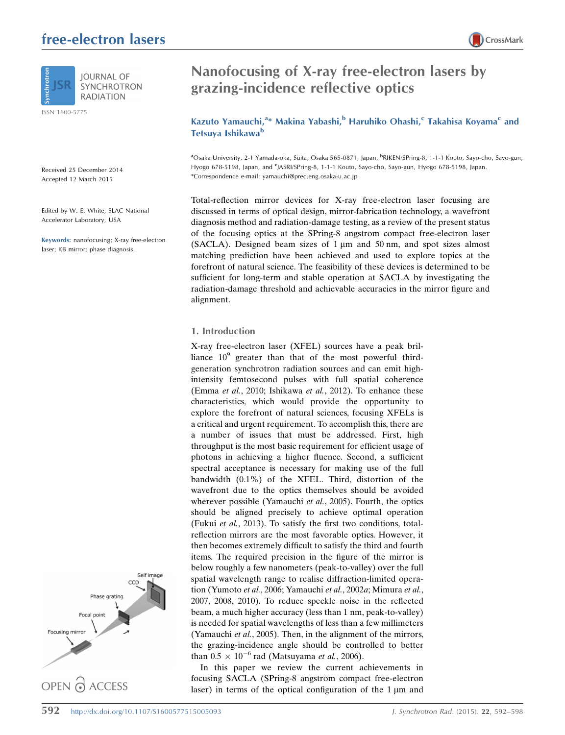# Nanofocusing of X-ray free-electron lasers by grazing-incidence reflective optics

**Kazuto Yamauchi,[a]* Makina Yabashi,[b] Haruhiko Ohashi,[c] Takahisa Koyama[c] and Tetsuya Ishikawa[b]**

[a]Osaka University, 2-1 Yamada-oka, Suita, Osaka 565-0871, Japan, [b]RIKEN/SPring-8, 1-1-1 Kouto, Sayo-cho, Sayo-gun, Hyogo 678-5198, Japan, and [c]JASRI/SPring-8, 1-1-1 Kouto, Sayo-cho, Sayo-gun, Hyogo 678-5198, Japan. *Correspondence e-mail: yamauchi@prec.eng.osaka-u.ac.jp

Received 25 December 2014
Accepted 12 March 2015

Edited by W. E. White, SLAC National Accelerator Laboratory, USA

**Keywords:** nanofocusing; X-ray free-electron laser; KB mirror; phase diagnosis.

Total-reflection mirror devices for X-ray free-electron laser focusing are discussed in terms of optical design, mirror-fabrication technology, a wavefront diagnosis method and radiation-damage testing, as a review of the present status of the focusing optics at the SPring-8 angstrom compact free-electron laser (SACLA). Designed beam sizes of 1 μm and 50 nm, and spot sizes almost matching prediction have been achieved and used to explore topics at the forefront of natural science. The feasibility of these devices is determined to be sufficient for long-term and stable operation at SACLA by investigating the radiation-damage threshold and achievable accuracies in the mirror figure and alignment.

## 1. Introduction

X-ray free-electron laser (XFEL) sources have a peak brilliance $10^9$ greater than that of the most powerful third-generation synchrotron radiation sources and can emit high-intensity femtosecond pulses with full spatial coherence (Emma *et al.*, 2010; Ishikawa *et al.*, 2012). To enhance these characteristics, which would provide the opportunity to explore the forefront of natural sciences, focusing XFELs is a critical and urgent requirement. To accomplish this, there are a number of issues that must be addressed. First, high throughput is the most basic requirement for efficient usage of photons in achieving a higher fluence. Second, a sufficient spectral acceptance is necessary for making use of the full bandwidth (0.1%) of the XFEL. Third, distortion of the wavefront due to the optics themselves should be avoided wherever possible (Yamauchi *et al.*, 2005). Fourth, the optics should be aligned precisely to achieve optimal operation (Fukui *et al.*, 2013). To satisfy the first two conditions, total-reflection mirrors are the most favorable optics. However, it then becomes extremely difficult to satisfy the third and fourth items. The required precision in the figure of the mirror is below roughly a few nanometers (peak-to-valley) over the full spatial wavelength range to realise diffraction-limited operation (Yumoto *et al.*, 2006; Yamauchi *et al.*, 2002*a*; Mimura *et al.*, 2007, 2008, 2010). To reduce speckle noise in the reflected beam, a much higher accuracy (less than 1 nm, peak-to-valley) is needed for spatial wavelengths of less than a few millimeters (Yamauchi *et al.*, 2005). Then, in the alignment of the mirrors, the grazing-incidence angle should be controlled to better than $0.5 \times 10^{-6}$ rad (Matsuyama *et al.*, 2006).

In this paper we review the current achievements in focusing SACLA (SPring-8 angstrom compact free-electron laser) in terms of the optical configuration of the 1 μm and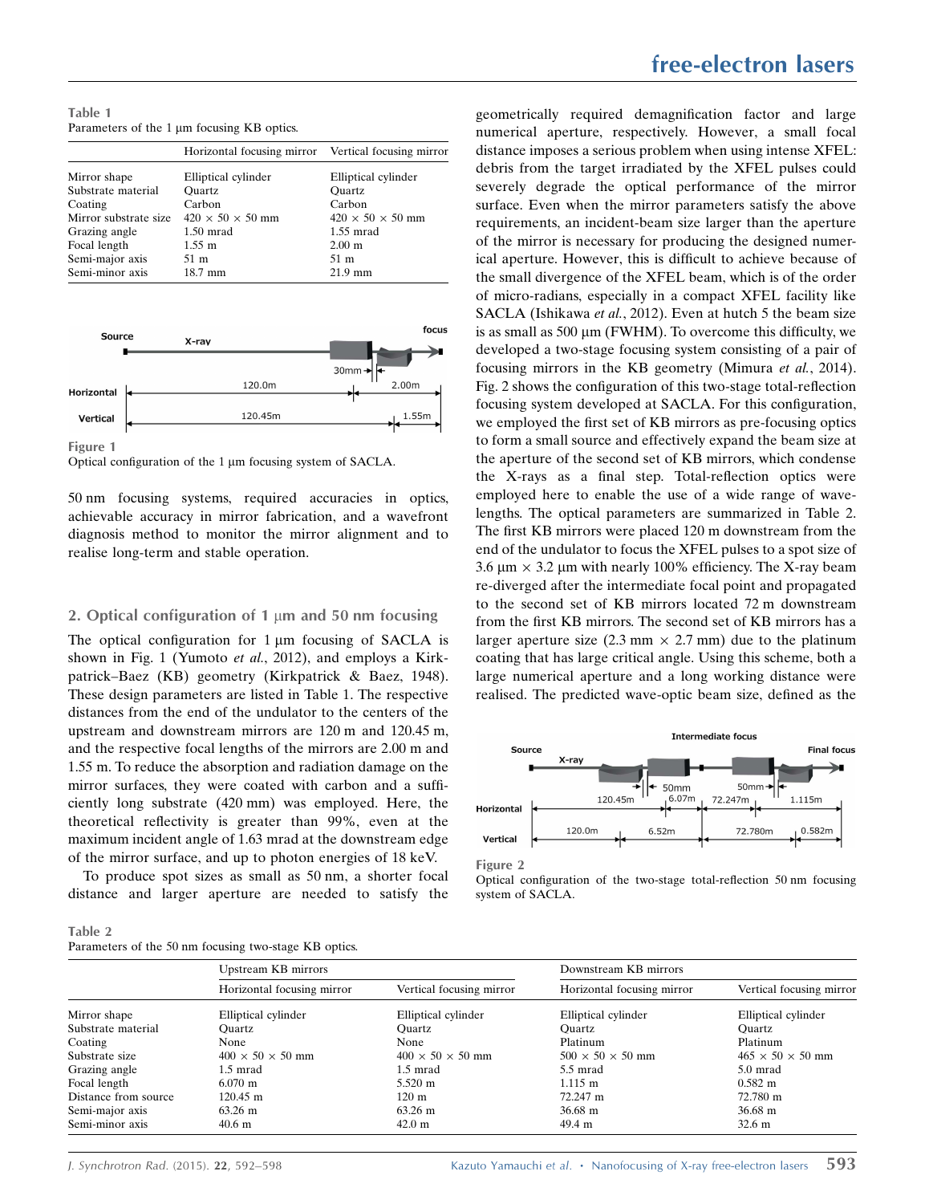**Table 1**
Parameters of the 1 μm focusing KB optics.

| | Horizontal focusing mirror | Vertical focusing mirror |
|---|---|---|
| Mirror shape | Elliptical cylinder | Elliptical cylinder |
| Substrate material | Quartz | Quartz |
| Coating | Carbon | Carbon |
| Mirror substrate size | 420 × 50 × 50 mm | 420 × 50 × 50 mm |
| Grazing angle | 1.50 mrad | 1.55 mrad |
| Focal length | 1.55 m | 2.00 m |
| Semi-major axis | 51 m | 51 m |
| Semi-minor axis | 18.7 mm | 21.9 mm |

Figure 1
Optical configuration of the 1 μm focusing system of SACLA.

50 nm focusing systems, required accuracies in optics, achievable accuracy in mirror fabrication, and a wavefront diagnosis method to monitor the mirror alignment and to realise long-term and stable operation.

## 2. Optical configuration of 1 μm and 50 nm focusing

The optical configuration for 1 μm focusing of SACLA is shown in Fig. 1 (Yumoto *et al.*, 2012), and employs a Kirkpatrick–Baez (KB) geometry (Kirkpatrick & Baez, 1948). These design parameters are listed in Table 1. The respective distances from the end of the undulator to the centers of the upstream and downstream mirrors are 120 m and 120.45 m, and the respective focal lengths of the mirrors are 2.00 m and 1.55 m. To reduce the absorption and radiation damage on the mirror surfaces, they were coated with carbon and a sufficiently long substrate (420 mm) was employed. Here, the theoretical reflectivity is greater than 99%, even at the maximum incident angle of 1.63 mrad at the downstream edge of the mirror surface, and up to photon energies of 18 keV.

To produce spot sizes as small as 50 nm, a shorter focal distance and larger aperture are needed to satisfy the geometrically required demagnification factor and large numerical aperture, respectively. However, a small focal distance imposes a serious problem when using intense XFEL: debris from the target irradiated by the XFEL pulses could severely degrade the optical performance of the mirror surface. Even when the mirror parameters satisfy the above requirements, an incident-beam size larger than the aperture of the mirror is necessary for producing the designed numerical aperture. However, this is difficult to achieve because of the small divergence of the XFEL beam, which is of the order of micro-radians, especially in a compact XFEL facility like SACLA (Ishikawa *et al.*, 2012). Even at hutch 5 the beam size is as small as 500 μm (FWHM). To overcome this difficulty, we developed a two-stage focusing system consisting of a pair of focusing mirrors in the KB geometry (Mimura *et al.*, 2014). Fig. 2 shows the configuration of this two-stage total-reflection focusing system developed at SACLA. For this configuration, we employed the first set of KB mirrors as pre-focusing optics to form a small source and effectively expand the beam size at the aperture of the second set of KB mirrors, which condense the X-rays as a final step. Total-reflection optics were employed here to enable the use of a wide range of wavelengths. The optical parameters are summarized in Table 2. The first KB mirrors were placed 120 m downstream from the end of the undulator to focus the XFEL pulses to a spot size of 3.6 μm × 3.2 μm with nearly 100% efficiency. The X-ray beam re-diverged after the intermediate focal point and propagated to the second set of KB mirrors located 72 m downstream from the first KB mirrors. The second set of KB mirrors has a larger aperture size (2.3 mm × 2.7 mm) due to the platinum coating that has large critical angle. Using this scheme, both a large numerical aperture and a long working distance were realised. The predicted wave-optic beam size, defined as the

Figure 2
Optical configuration of the two-stage total-reflection 50 nm focusing system of SACLA.

**Table 2**
Parameters of the 50 nm focusing two-stage KB optics.

| | Upstream KB mirrors | | Downstream KB mirrors | |
|---|---|---|---|---|
| | Horizontal focusing mirror | Vertical focusing mirror | Horizontal focusing mirror | Vertical focusing mirror |
| Mirror shape | Elliptical cylinder | Elliptical cylinder | Elliptical cylinder | Elliptical cylinder |
| Substrate material | Quartz | Quartz | Quartz | Quartz |
| Coating | None | None | Platinum | Platinum |
| Substrate size | 400 × 50 × 50 mm | 400 × 50 × 50 mm | 500 × 50 × 50 mm | 465 × 50 × 50 mm |
| Grazing angle | 1.5 mrad | 1.5 mrad | 5.5 mrad | 5.0 mrad |
| Focal length | 6.070 m | 5.520 m | 1.115 m | 0.582 m |
| Distance from source | 120.45 m | 120 m | 72.247 m | 72.780 m |
| Semi-major axis | 63.26 m | 63.26 m | 36.68 m | 36.68 m |
| Semi-minor axis | 40.6 m | 42.0 m | 49.4 m | 32.6 m |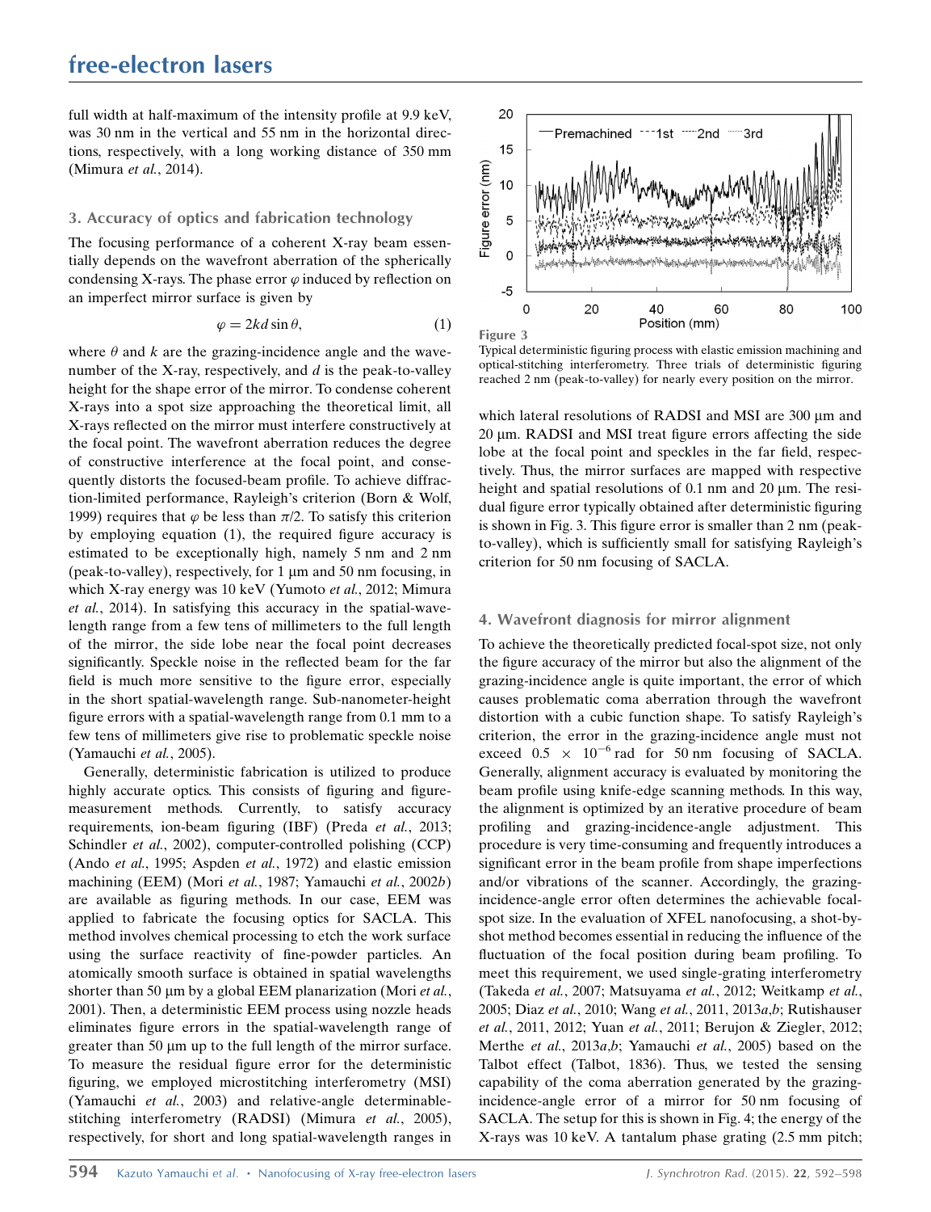full width at half-maximum of the intensity profile at 9.9 keV, was 30 nm in the vertical and 55 nm in the horizontal directions, respectively, with a long working distance of 350 mm (Mimura *et al.*, 2014).

## 3. Accuracy of optics and fabrication technology

The focusing performance of a coherent X-ray beam essentially depends on the wavefront aberration of the spherically condensing X-rays. The phase error $\varphi$ induced by reflection on an imperfect mirror surface is given by

$$\varphi = 2kd\sin\theta, \tag{1}$$

where $\theta$ and $k$ are the grazing-incidence angle and the wavenumber of the X-ray, respectively, and $d$ is the peak-to-valley height for the shape error of the mirror. To condense coherent X-rays into a spot size approaching the theoretical limit, all X-rays reflected on the mirror must interfere constructively at the focal point. The wavefront aberration reduces the degree of constructive interference at the focal point, and consequently distorts the focused-beam profile. To achieve diffraction-limited performance, Rayleigh's criterion (Born & Wolf, 1999) requires that $\varphi$ be less than $\pi/2$. To satisfy this criterion by employing equation (1), the required figure accuracy is estimated to be exceptionally high, namely 5 nm and 2 nm (peak-to-valley), respectively, for 1 µm and 50 nm focusing, in which X-ray energy was 10 keV (Yumoto *et al.*, 2012; Mimura *et al.*, 2014). In satisfying this accuracy in the spatial-wavelength range from a few tens of millimeters to the full length of the mirror, the side lobe near the focal point decreases significantly. Speckle noise in the reflected beam for the far field is much more sensitive to the figure error, especially in the short spatial-wavelength range. Sub-nanometer-height figure errors with a spatial-wavelength range from 0.1 mm to a few tens of millimeters give rise to problematic speckle noise (Yamauchi *et al.*, 2005).

Generally, deterministic fabrication is utilized to produce highly accurate optics. This consists of figuring and figure-measurement methods. Currently, to satisfy accuracy requirements, ion-beam figuring (IBF) (Preda *et al.*, 2013; Schindler *et al.*, 2002), computer-controlled polishing (CCP) (Ando *et al.*, 1995; Aspden *et al.*, 1972) and elastic emission machining (EEM) (Mori *et al.*, 1987; Yamauchi *et al.*, 2002*b*) are available as figuring methods. In our case, EEM was applied to fabricate the focusing optics for SACLA. This method involves chemical processing to etch the work surface using the surface reactivity of fine-powder particles. An atomically smooth surface is obtained in spatial wavelengths shorter than 50 µm by a global EEM planarization (Mori *et al.*, 2001). Then, a deterministic EEM process using nozzle heads eliminates figure errors in the spatial-wavelength range of greater than 50 µm up to the full length of the mirror surface. To measure the residual figure error for the deterministic figuring, we employed microstitching interferometry (MSI) (Yamauchi *et al.*, 2003) and relative-angle determinable-stitching interferometry (RADSI) (Mimura *et al.*, 2005), respectively, for short and long spatial-wavelength ranges in which lateral resolutions of RADSI and MSI are 300 µm and 20 µm. RADSI and MSI treat figure errors affecting the side lobe at the focal point and speckles in the far field, respectively. Thus, the mirror surfaces are mapped with respective height and spatial resolutions of 0.1 nm and 20 µm. The residual figure error typically obtained after deterministic figuring is shown in Fig. 3. This figure error is smaller than 2 nm (peak-to-valley), which is sufficiently small for satisfying Rayleigh's criterion for 50 nm focusing of SACLA.

**Figure 3**
Typical deterministic figuring process with elastic emission machining and optical-stitching interferometry. Three trials of deterministic figuring reached 2 nm (peak-to-valley) for nearly every position on the mirror.

## 4. Wavefront diagnosis for mirror alignment

To achieve the theoretically predicted focal-spot size, not only the figure accuracy of the mirror but also the alignment of the grazing-incidence angle is quite important, the error of which causes problematic coma aberration through the wavefront distortion with a cubic function shape. To satisfy Rayleigh's criterion, the error in the grazing-incidence angle must not exceed $0.5 \times 10^{-6}$ rad for 50 nm focusing of SACLA. Generally, alignment accuracy is evaluated by monitoring the beam profile using knife-edge scanning methods. In this way, the alignment is optimized by an iterative procedure of beam profiling and grazing-incidence-angle adjustment. This procedure is very time-consuming and frequently introduces a significant error in the beam profile from shape imperfections and/or vibrations of the scanner. Accordingly, the grazing-incidence-angle error often determines the achievable focal-spot size. In the evaluation of XFEL nanofocusing, a shot-by-shot method becomes essential in reducing the influence of the fluctuation of the focal position during beam profiling. To meet this requirement, we used single-grating interferometry (Takeda *et al.*, 2007; Matsuyama *et al.*, 2012; Weitkamp *et al.*, 2005; Diaz *et al.*, 2010; Wang *et al.*, 2011, 2013*a*,*b*; Rutishauser *et al.*, 2011, 2012; Yuan *et al.*, 2011; Berujon & Ziegler, 2012; Merthe *et al.*, 2013*a*,*b*; Yamauchi *et al.*, 2005) based on the Talbot effect (Talbot, 1836). Thus, we tested the sensing capability of the coma aberration generated by the grazing-incidence-angle error of a mirror for 50 nm focusing of SACLA. The setup for this is shown in Fig. 4; the energy of the X-rays was 10 keV. A tantalum phase grating (2.5 mm pitch;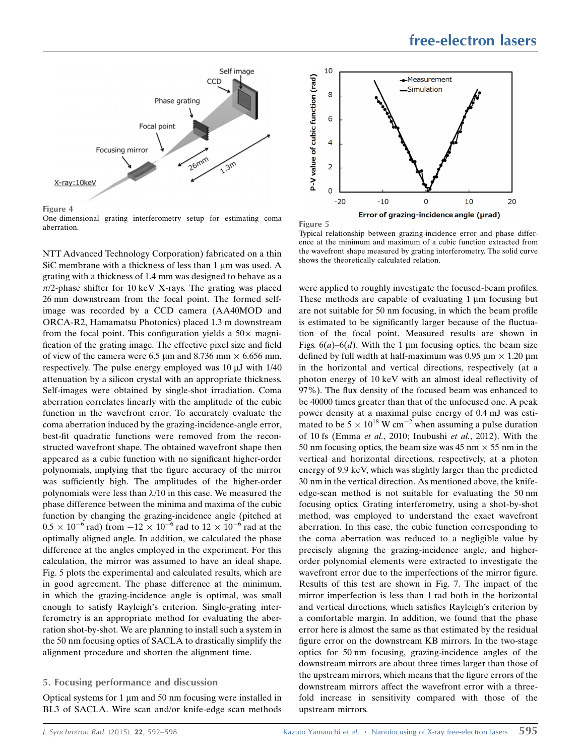Figure 4
One-dimensional grating interferometry setup for estimating coma aberration.

Figure 5
Typical relationship between grazing-incidence error and phase difference at the minimum and maximum of a cubic function extracted from the wavefront shape measured by grating interferometry. The solid curve shows the theoretically calculated relation.

NTT Advanced Technology Corporation) fabricated on a thin SiC membrane with a thickness of less than 1 µm was used. A grating with a thickness of 1.4 mm was designed to behave as a $\pi/2$-phase shifter for 10 keV X-rays. The grating was placed 26 mm downstream from the focal point. The formed self-image was recorded by a CCD camera (AA40MOD and ORCA-R2, Hamamatsu Photonics) placed 1.3 m downstream from the focal point. This configuration yields a $50\times$ magnification of the grating image. The effective pixel size and field of view of the camera were 6.5 µm and 8.736 mm × 6.656 mm, respectively. The pulse energy employed was 10 µJ with 1/40 attenuation by a silicon crystal with an appropriate thickness. Self-images were obtained by single-shot irradiation. Coma aberration correlates linearly with the amplitude of the cubic function in the wavefront error. To accurately evaluate the coma aberration induced by the grazing-incidence-angle error, best-fit quadratic functions were removed from the reconstructed wavefront shape. The obtained wavefront shape then appeared as a cubic function with no significant higher-order polynomials, implying that the figure accuracy of the mirror was sufficiently high. The amplitudes of the higher-order polynomials were less than $\lambda/10$ in this case. We measured the phase difference between the minima and maxima of the cubic function by changing the grazing-incidence angle (pitched at $0.5\times10^{-6}$ rad) from $-12\times10^{-6}$ rad to $12\times10^{-6}$ rad at the optimally aligned angle. In addition, we calculated the phase difference at the angles employed in the experiment. For this calculation, the mirror was assumed to have an ideal shape. Fig. 5 plots the experimental and calculated results, which are in good agreement. The phase difference at the minimum, in which the grazing-incidence angle is optimal, was small enough to satisfy Rayleigh's criterion. Single-grating interferometry is an appropriate method for evaluating the aberration shot-by-shot. We are planning to install such a system in the 50 nm focusing optics of SACLA to drastically simplify the alignment procedure and shorten the alignment time.

## 5. Focusing performance and discussion

Optical systems for 1 µm and 50 nm focusing were installed in BL3 of SACLA. Wire scan and/or knife-edge scan methods were applied to roughly investigate the focused-beam profiles. These methods are capable of evaluating 1 µm focusing but are not suitable for 50 nm focusing, in which the beam profile is estimated to be significantly larger because of the fluctuation of the focal point. Measured results are shown in Figs. 6(*a*)–6(*d*). With the 1 µm focusing optics, the beam size defined by full width at half-maximum was 0.95 µm × 1.20 µm in the horizontal and vertical directions, respectively (at a photon energy of 10 keV with an almost ideal reflectivity of 97%). The flux density of the focused beam was enhanced to be 40000 times greater than that of the unfocused one. A peak power density at a maximal pulse energy of 0.4 mJ was estimated to be $5\times10^{18}$ W cm$^{-2}$ when assuming a pulse duration of 10 fs (Emma *et al.*, 2010; Inubushi *et al.*, 2012). With the 50 nm focusing optics, the beam size was 45 nm × 55 nm in the vertical and horizontal directions, respectively, at a photon energy of 9.9 keV, which was slightly larger than the predicted 30 nm in the vertical direction. As mentioned above, the knife-edge-scan method is not suitable for evaluating the 50 nm focusing optics. Grating interferometry, using a shot-by-shot method, was employed to understand the exact wavefront aberration. In this case, the cubic function corresponding to the coma aberration was reduced to a negligible value by precisely aligning the grazing-incidence angle, and higher-order polynomial elements were extracted to investigate the wavefront error due to the imperfections of the mirror figure. Results of this test are shown in Fig. 7. The impact of the mirror imperfection is less than 1 rad both in the horizontal and vertical directions, which satisfies Rayleigh's criterion by a comfortable margin. In addition, we found that the phase error here is almost the same as that estimated by the residual figure error on the downstream KB mirrors. In the two-stage optics for 50 nm focusing, grazing-incidence angles of the downstream mirrors are about three times larger than those of the upstream mirrors, which means that the figure errors of the downstream mirrors affect the wavefront error with a threefold increase in sensitivity compared with those of the upstream mirrors.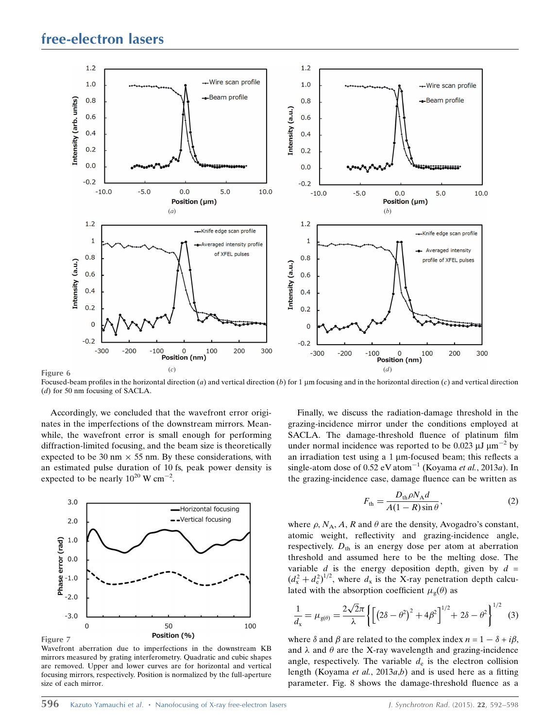**Figure 6**
Focused-beam profiles in the horizontal direction (*a*) and vertical direction (*b*) for 1 μm focusing and in the horizontal direction (*c*) and vertical direction (*d*) for 50 nm focusing of SACLA.

Accordingly, we concluded that the wavefront error originates in the imperfections of the downstream mirrors. Meanwhile, the wavefront error is small enough for performing diffraction-limited focusing, and the beam size is theoretically expected to be 30 nm × 55 nm. By these considerations, with an estimated pulse duration of 10 fs, peak power density is expected to be nearly $10^{20}$ W cm$^{-2}$.

**Figure 7**
Wavefront aberration due to imperfections in the downstream KB mirrors measured by grating interferometry. Quadratic and cubic shapes are removed. Upper and lower curves are for horizontal and vertical focusing mirrors, respectively. Position is normalized by the full-aperture size of each mirror.

Finally, we discuss the radiation-damage threshold in the grazing-incidence mirror under the conditions employed at SACLA. The damage-threshold fluence of platinum film under normal incidence was reported to be 0.023 μJ μm$^{-2}$ by an irradiation test using a 1 μm-focused beam; this reflects a single-atom dose of 0.52 eV atom$^{-1}$ (Koyama *et al.*, 2013*a*). In the grazing-incidence case, damage fluence can be written as

$$F_{\rm th} = \frac{D_{\rm th}\rho N_{\rm A} d}{A(1-R)\sin\theta}, \tag{2}$$

where $\rho$, $N_{\rm A}$, $A$, $R$ and $\theta$ are the density, Avogadro's constant, atomic weight, reflectivity and grazing-incidence angle, respectively. $D_{\rm th}$ is an energy dose per atom at aberration threshold and assumed here to be the melting dose. The variable $d$ is the energy deposition depth, given by $d = (d_{\rm x}^2 + d_{\rm e}^2)^{1/2}$, where $d_{\rm x}$ is the X-ray penetration depth calculated with the absorption coefficient $\mu_{\rm g}(\theta)$ as

$$\frac{1}{d_{\rm x}} = \mu_{{\rm g}(\theta)} = \frac{2\sqrt{2}\pi}{\lambda}\left\{\left[\left(2\delta-\theta^2\right)^2+4\beta^2\right]^{1/2}+2\delta-\theta^2\right\}^{1/2} \tag{3}$$

where $\delta$ and $\beta$ are related to the complex index $n = 1 - \delta + i\beta$, and $\lambda$ and $\theta$ are the X-ray wavelength and grazing-incidence angle, respectively. The variable $d_{\rm e}$ is the electron collision length (Koyama *et al.*, 2013*a*,*b*) and is used here as a fitting parameter. Fig. 8 shows the damage-threshold fluence as a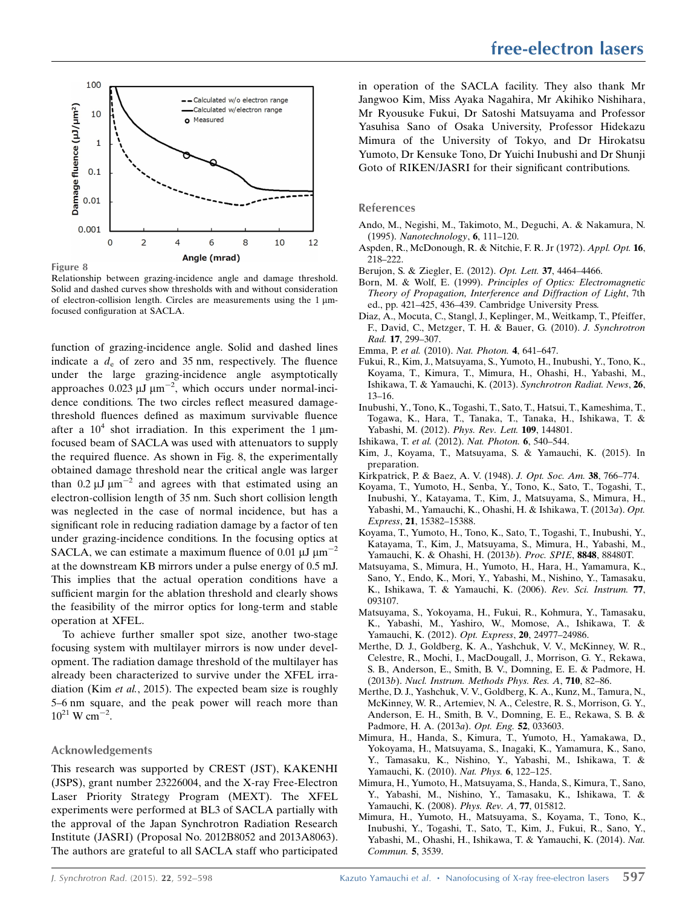Figure 8

Relationship between grazing-incidence angle and damage threshold. Solid and dashed curves show thresholds with and without consideration of electron-collision length. Circles are measurements using the 1 µm-focused configuration at SACLA.

function of grazing-incidence angle. Solid and dashed lines indicate a $d_e$ of zero and 35 nm, respectively. The fluence under the large grazing-incidence angle asymptotically approaches 0.023 µJ µm$^{-2}$, which occurs under normal-incidence conditions. The two circles reflect measured damage-threshold fluences defined as maximum survivable fluence after a $10^4$ shot irradiation. In this experiment the 1 µm-focused beam of SACLA was used with attenuators to supply the required fluence. As shown in Fig. 8, the experimentally obtained damage threshold near the critical angle was larger than 0.2 µJ µm$^{-2}$ and agrees with that estimated using an electron-collision length of 35 nm. Such short collision length was neglected in the case of normal incidence, but has a significant role in reducing radiation damage by a factor of ten under grazing-incidence conditions. In the focusing optics at SACLA, we can estimate a maximum fluence of 0.01 µJ µm$^{-2}$ at the downstream KB mirrors under a pulse energy of 0.5 mJ. This implies that the actual operation conditions have a sufficient margin for the ablation threshold and clearly shows the feasibility of the mirror optics for long-term and stable operation at XFEL.

To achieve further smaller spot size, another two-stage focusing system with multilayer mirrors is now under development. The radiation damage threshold of the multilayer has already been characterized to survive under the XFEL irradiation (Kim *et al.*, 2015). The expected beam size is roughly 5–6 nm square, and the peak power will reach more than $10^{21}$ W cm$^{-2}$.

### Acknowledgements

This research was supported by CREST (JST), KAKENHI (JSPS), grant number 23226004, and the X-ray Free-Electron Laser Priority Strategy Program (MEXT). The XFEL experiments were performed at BL3 of SACLA partially with the approval of the Japan Synchrotron Radiation Research Institute (JASRI) (Proposal No. 2012B8052 and 2013A8063). The authors are grateful to all SACLA staff who participated in operation of the SACLA facility. They also thank Mr Jangwoo Kim, Miss Ayaka Nagahira, Mr Akihiko Nishihara, Mr Ryousuke Fukui, Dr Satoshi Matsuyama and Professor Yasuhisa Sano of Osaka University, Professor Hidekazu Mimura of the University of Tokyo, and Dr Hirokatsu Yumoto, Dr Kensuke Tono, Dr Yuichi Inubushi and Dr Shunji Goto of RIKEN/JASRI for their significant contributions.

### References

Ando, M., Negishi, M., Takimoto, M., Deguchi, A. & Nakamura, N. (1995). *Nanotechnology*, **6**, 111–120.

Aspden, R., McDonough, R. & Nitchie, F. R. Jr (1972). *Appl. Opt.* **16**, 218–222.

Berujon, S. & Ziegler, E. (2012). *Opt. Lett.* **37**, 4464–4466.

Born, M. & Wolf, E. (1999). *Principles of Optics: Electromagnetic Theory of Propagation, Interference and Diffraction of Light*, 7th ed., pp. 421–425, 436–439. Cambridge University Press.

Diaz, A., Mocuta, C., Stangl, J., Keplinger, M., Weitkamp, T., Pfeiffer, F., David, C., Metzger, T. H. & Bauer, G. (2010). *J. Synchrotron Rad.* **17**, 299–307.

Emma, P. *et al.* (2010). *Nat. Photon.* **4**, 641–647.

Fukui, R., Kim, J., Matsuyama, S., Yumoto, H., Inubushi, Y., Tono, K., Koyama, T., Kimura, T., Mimura, H., Ohashi, H., Yabashi, M., Ishikawa, T. & Yamauchi, K. (2013). *Synchrotron Radiat. News*, **26**, 13–16.

Inubushi, Y., Tono, K., Togashi, T., Sato, T., Hatsui, T., Kameshima, T., Togawa, K., Hara, T., Tanaka, T., Tanaka, H., Ishikawa, T. & Yabashi, M. (2012). *Phys. Rev. Lett.* **109**, 144801.

Ishikawa, T. *et al.* (2012). *Nat. Photon.* **6**, 540–544.

Kim, J., Koyama, T., Matsuyama, S. & Yamauchi, K. (2015). In preparation.

Kirkpatrick, P. & Baez, A. V. (1948). *J. Opt. Soc. Am.* **38**, 766–774.

Koyama, T., Yumoto, H., Senba, Y., Tono, K., Sato, T., Togashi, T., Inubushi, Y., Katayama, T., Kim, J., Matsuyama, S., Mimura, H., Yabashi, M., Yamauchi, K., Ohashi, H. & Ishikawa, T. (2013*a*). *Opt. Express*, **21**, 15382–15388.

Koyama, T., Yumoto, H., Tono, K., Sato, T., Togashi, T., Inubushi, Y., Katayama, T., Kim, J., Matsuyama, S., Mimura, H., Yabashi, M., Yamauchi, K. & Ohashi, H. (2013*b*). *Proc. SPIE*, **8848**, 88480T.

Matsuyama, S., Mimura, H., Yumoto, H., Hara, H., Yamamura, K., Sano, Y., Endo, K., Mori, Y., Yabashi, M., Nishino, Y., Tamasaku, K., Ishikawa, T. & Yamauchi, K. (2006). *Rev. Sci. Instrum.* **77**, 093107.

Matsuyama, S., Yokoyama, H., Fukui, R., Kohmura, Y., Tamasaku, K., Yabashi, M., Yashiro, W., Momose, A., Ishikawa, T. & Yamauchi, K. (2012). *Opt. Express*, **20**, 24977–24986.

Merthe, D. J., Goldberg, K. A., Yashchuk, V. V., McKinney, W. R., Celestre, R., Mochi, I., MacDougall, J., Morrison, G. Y., Rekawa, S. B., Anderson, E., Smith, B. V., Domning, E. E. & Padmore, H. (2013*b*). *Nucl. Instrum. Methods Phys. Res. A*, **710**, 82–86.

Merthe, D. J., Yashchuk, V. V., Goldberg, K. A., Kunz, M., Tamura, N., McKinney, W. R., Artemiev, N. A., Celestre, R. S., Morrison, G. Y., Anderson, E. H., Smith, B. V., Domning, E. E., Rekawa, S. B. & Padmore, H. A. (2013*a*). *Opt. Eng.* **52**, 033603.

Mimura, H., Handa, S., Kimura, T., Yumoto, H., Yamakawa, D., Yokoyama, H., Matsuyama, S., Inagaki, K., Yamamura, K., Sano, Y., Tamasaku, K., Nishino, Y., Yabashi, M., Ishikawa, T. & Yamauchi, K. (2010). *Nat. Phys.* **6**, 122–125.

Mimura, H., Yumoto, H., Matsuyama, S., Handa, S., Kimura, T., Sano, Y., Yabashi, M., Nishino, Y., Tamasaku, K., Ishikawa, T. & Yamauchi, K. (2008). *Phys. Rev. A*, **77**, 015812.

Mimura, H., Yumoto, H., Matsuyama, S., Koyama, T., Tono, K., Inubushi, Y., Togashi, T., Sato, T., Kim, J., Fukui, R., Sano, Y., Yabashi, M., Ohashi, H., Ishikawa, T. & Yamauchi, K. (2014). *Nat. Commun.* **5**, 3539.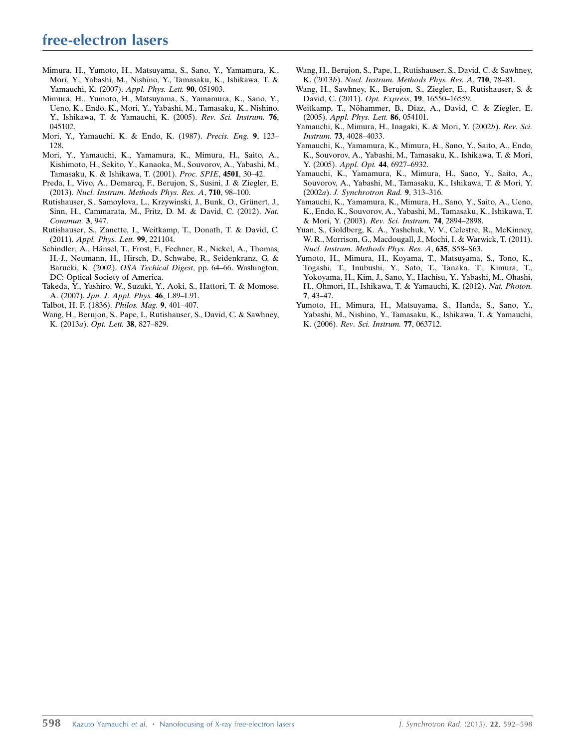Mimura, H., Yumoto, H., Matsuyama, S., Sano, Y., Yamamura, K., Mori, Y., Yabashi, M., Nishino, Y., Tamasaku, K., Ishikawa, T. & Yamauchi, K. (2007). *Appl. Phys. Lett.* **90**, 051903.

Mimura, H., Yumoto, H., Matsuyama, S., Yamamura, K., Sano, Y., Ueno, K., Endo, K., Mori, Y., Yabashi, M., Tamasaku, K., Nishino, Y., Ishikawa, T. & Yamauchi, K. (2005). *Rev. Sci. Instrum.* **76**, 045102.

Mori, Y., Yamauchi, K. & Endo, K. (1987). *Precis. Eng.* **9**, 123–128.

Mori, Y., Yamauchi, K., Yamamura, K., Mimura, H., Saito, A., Kishimoto, H., Sekito, Y., Kanaoka, M., Souvorov, A., Yabashi, M., Tamasaku, K. & Ishikawa, T. (2001). *Proc. SPIE*, **4501**, 30–42.

Preda, I., Vivo, A., Demarcq, F., Berujon, S., Susini, J. & Ziegler, E. (2013). *Nucl. Instrum. Methods Phys. Res. A*, **710**, 98–100.

Rutishauser, S., Samoylova, L., Krzywinski, J., Bunk, O., Grünert, J., Sinn, H., Cammarata, M., Fritz, D. M. & David, C. (2012). *Nat. Commun.* **3**, 947.

Rutishauser, S., Zanette, I., Weitkamp, T., Donath, T. & David, C. (2011). *Appl. Phys. Lett.* **99**, 221104.

Schindler, A., Hänsel, T., Frost, F., Fechner, R., Nickel, A., Thomas, H.-J., Neumann, H., Hirsch, D., Schwabe, R., Seidenkranz, G. & Barucki, K. (2002). *OSA Techical Digest*, pp. 64–66. Washington, DC: Optical Society of America.

Takeda, Y., Yashiro, W., Suzuki, Y., Aoki, S., Hattori, T. & Momose, A. (2007). *Jpn. J. Appl. Phys.* **46**, L89–L91.

Talbot, H. F. (1836). *Philos. Mag.* **9**, 401–407.

Wang, H., Berujon, S., Pape, I., Rutishauser, S., David, C. & Sawhney, K. (2013*a*). *Opt. Lett.* **38**, 827–829.

Wang, H., Berujon, S., Pape, I., Rutishauser, S., David, C. & Sawhney, K. (2013*b*). *Nucl. Instrum. Methods Phys. Res. A*, **710**, 78–81.

Wang, H., Sawhney, K., Berujon, S., Ziegler, E., Rutishauser, S. & David, C. (2011). *Opt. Express*, **19**, 16550–16559.

Weitkamp, T., Nöhammer, B., Diaz, A., David, C. & Ziegler, E. (2005). *Appl. Phys. Lett.* **86**, 054101.

Yamauchi, K., Mimura, H., Inagaki, K. & Mori, Y. (2002*b*). *Rev. Sci. Instrum.* **73**, 4028–4033.

Yamauchi, K., Yamamura, K., Mimura, H., Sano, Y., Saito, A., Endo, K., Souvorov, A., Yabashi, M., Tamasaku, K., Ishikawa, T. & Mori, Y. (2005). *Appl. Opt.* **44**, 6927–6932.

Yamauchi, K., Yamamura, K., Mimura, H., Sano, Y., Saito, A., Souvorov, A., Yabashi, M., Tamasaku, K., Ishikawa, T. & Mori, Y. (2002*a*). *J. Synchrotron Rad.* **9**, 313–316.

Yamauchi, K., Yamamura, K., Mimura, H., Sano, Y., Saito, A., Ueno, K., Endo, K., Souvorov, A., Yabashi, M., Tamasaku, K., Ishikawa, T. & Mori, Y. (2003). *Rev. Sci. Instrum.* **74**, 2894–2898.

Yuan, S., Goldberg, K. A., Yashchuk, V. V., Celestre, R., McKinney, W. R., Morrison, G., Macdougall, J., Mochi, I. & Warwick, T. (2011). *Nucl. Instrum. Methods Phys. Res. A*, **635**, S58–S63.

Yumoto, H., Mimura, H., Koyama, T., Matsuyama, S., Tono, K., Togashi, T., Inubushi, Y., Sato, T., Tanaka, T., Kimura, T., Yokoyama, H., Kim, J., Sano, Y., Hachisu, Y., Yabashi, M., Ohashi, H., Ohmori, H., Ishikawa, T. & Yamauchi, K. (2012). *Nat. Photon.* **7**, 43–47.

Yumoto, H., Mimura, H., Matsuyama, S., Handa, S., Sano, Y., Yabashi, M., Nishino, Y., Tamasaku, K., Ishikawa, T. & Yamauchi, K. (2006). *Rev. Sci. Instrum.* **77**, 063712.